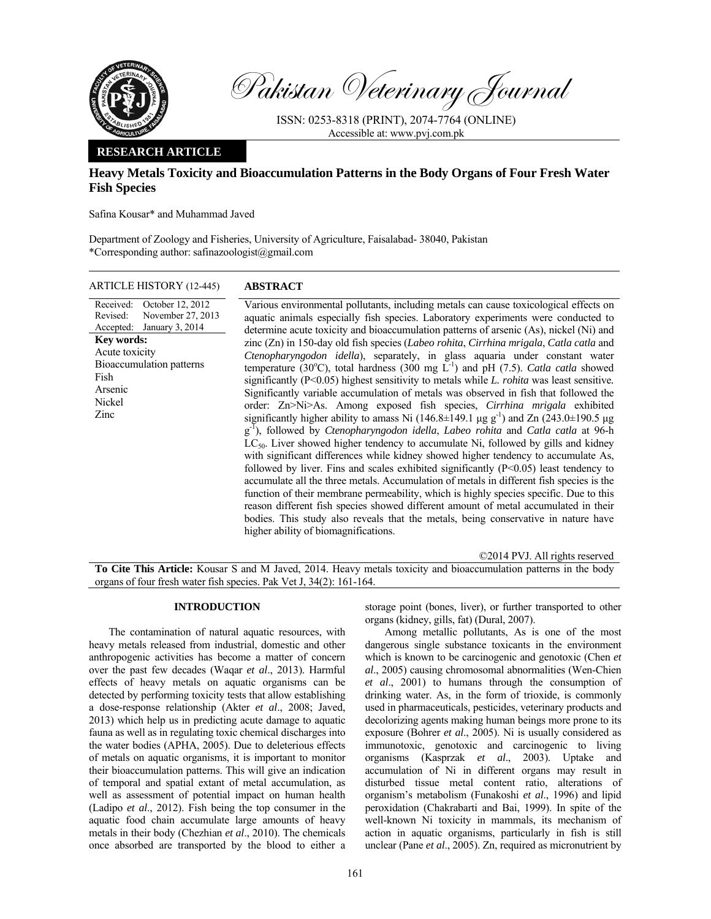# Heavy Metals Toxicity and Bioaccumulation Patterns in the Body Organs of Four Fresh Water Fish Species

Safina Kousar* and Muhammad Javed

Department of Zoology and Fisheries, University of Agriculture, Faisalabad- 38040, Pakistan
*Corresponding author: safinazoologist@gmail.com

**RESEARCH ARTICLE**

**ARTICLE HISTORY (12-445)**

Received: October 12, 2012
Revised: November 27, 2013
Accepted: January 3, 2014

**Key words:**
Acute toxicity
Bioaccumulation patterns
Fish
Arsenic
Nickel
Zinc

## ABSTRACT

Various environmental pollutants, including metals can cause toxicological effects on aquatic animals especially fish species. Laboratory experiments were conducted to determine acute toxicity and bioaccumulation patterns of arsenic (As), nickel (Ni) and zinc (Zn) in 150-day old fish species (*Labeo rohita*, *Cirrhina mrigala*, *Catla catla* and *Ctenopharyngodon idella*), separately, in glass aquaria under constant water temperature (30°C), total hardness (300 mg $L^{-1}$) and pH (7.5). *Catla catla* showed significantly ($P<0.05$) highest sensitivity to metals while *L. rohita* was least sensitive. Significantly variable accumulation of metals was observed in fish that followed the order: Zn>Ni>As. Among exposed fish species, *Cirrhina mrigala* exhibited significantly higher ability to amass Ni (146.8±149.1 µg $g^{-1}$) and Zn (243.0±190.5 µg $g^{-1}$), followed by *Ctenopharyngodon idella*, *Labeo rohita* and *Catla catla* at 96-h $LC_{50}$. Liver showed higher tendency to accumulate Ni, followed by gills and kidney with significant differences while kidney showed higher tendency to accumulate As, followed by liver. Fins and scales exhibited significantly ($P<0.05$) least tendency to accumulate all the three metals. Accumulation of metals in different fish species is the function of their membrane permeability, which is highly species specific. Due to this reason different fish species showed different amount of metal accumulated in their bodies. This study also reveals that the metals, being conservative in nature have higher ability of biomagnifications.

©2014 PVJ. All rights reserved

**To Cite This Article:** Kousar S and M Javed, 2014. Heavy metals toxicity and bioaccumulation patterns in the body organs of four fresh water fish species. Pak Vet J, 34(2): 161-164.

## INTRODUCTION

The contamination of natural aquatic resources, with heavy metals released from industrial, domestic and other anthropogenic activities has become a matter of concern over the past few decades (Waqar *et al*., 2013). Harmful effects of heavy metals on aquatic organisms can be detected by performing toxicity tests that allow establishing a dose-response relationship (Akter *et al*., 2008; Javed, 2013) which help us in predicting acute damage to aquatic fauna as well as in regulating toxic chemical discharges into the water bodies (APHA, 2005). Due to deleterious effects of metals on aquatic organisms, it is important to monitor their bioaccumulation patterns. This will give an indication of temporal and spatial extant of metal accumulation, as well as assessment of potential impact on human health (Ladipo *et al*., 2012). Fish being the top consumer in the aquatic food chain accumulate large amounts of heavy metals in their body (Chezhian *et al*., 2010). The chemicals once absorbed are transported by the blood to either a storage point (bones, liver), or further transported to other organs (kidney, gills, fat) (Dural, 2007).

Among metallic pollutants, As is one of the most dangerous single substance toxicants in the environment which is known to be carcinogenic and genotoxic (Chen *et al*., 2005) causing chromosomal abnormalities (Wen-Chien *et al*., 2001) to humans through the consumption of drinking water. As, in the form of trioxide, is commonly used in pharmaceuticals, pesticides, veterinary products and decolorizing agents making human beings more prone to its exposure (Bohrer *et al*., 2005). Ni is usually considered as immunotoxic, genotoxic and carcinogenic to living organisms (Kasprzak *et al*., 2003). Uptake and accumulation of Ni in different organs may result in disturbed tissue metal content ratio, alterations of organism's metabolism (Funakoshi *et al*., 1996) and lipid peroxidation (Chakrabarti and Bai, 1999). In spite of the well-known Ni toxicity in mammals, its mechanism of action in aquatic organisms, particularly in fish is still unclear (Pane *et al*., 2005). Zn, required as micronutrient by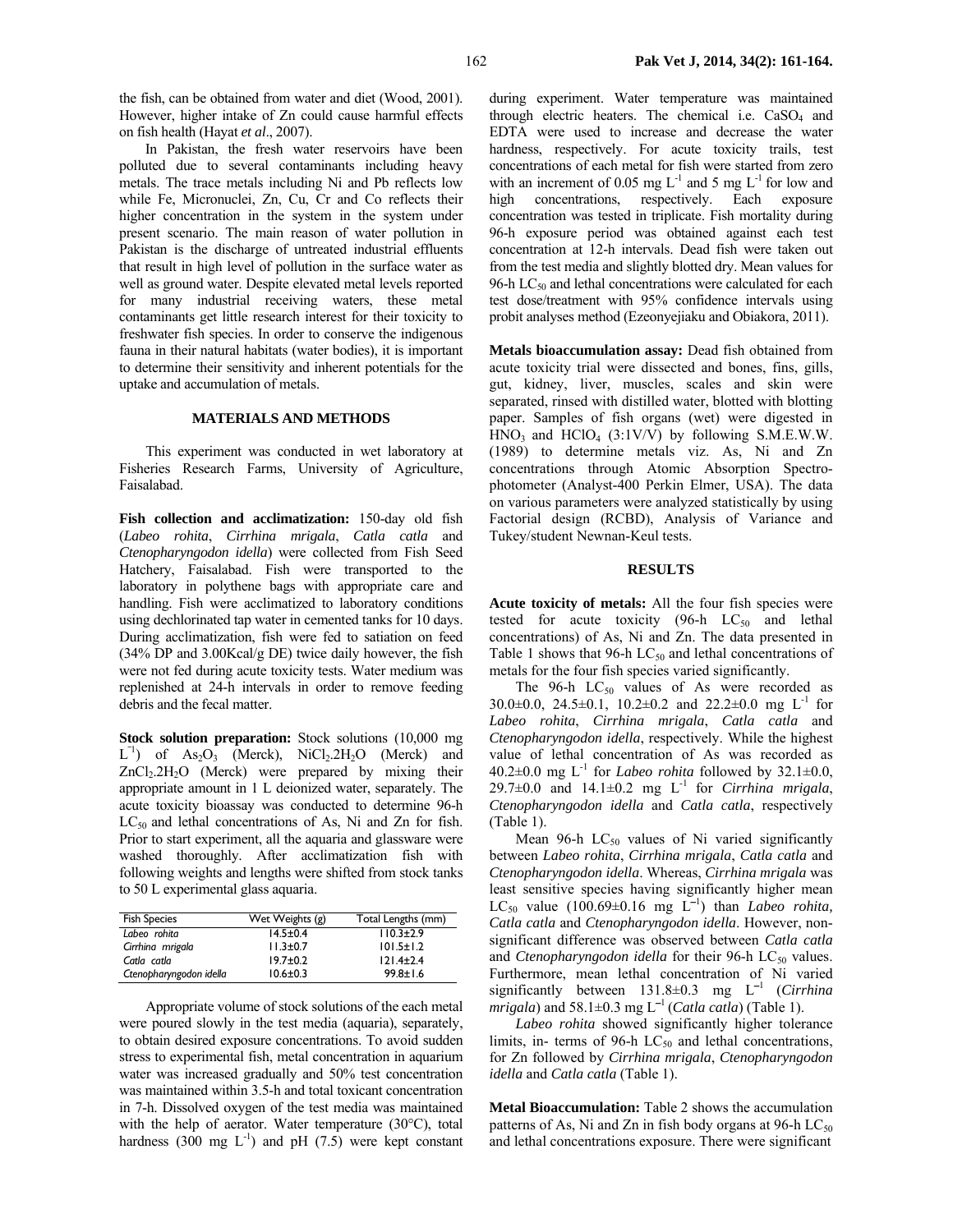the fish, can be obtained from water and diet (Wood, 2001). However, higher intake of Zn could cause harmful effects on fish health (Hayat *et al*., 2007).

In Pakistan, the fresh water reservoirs have been polluted due to several contaminants including heavy metals. The trace metals including Ni and Pb reflects low while Fe, Micronuclei, Zn, Cu, Cr and Co reflects their higher concentration in the system in the system under present scenario. The main reason of water pollution in Pakistan is the discharge of untreated industrial effluents that result in high level of pollution in the surface water as well as ground water. Despite elevated metal levels reported for many industrial receiving waters, these metal contaminants get little research interest for their toxicity to freshwater fish species. In order to conserve the indigenous fauna in their natural habitats (water bodies), it is important to determine their sensitivity and inherent potentials for the uptake and accumulation of metals.

## MATERIALS AND METHODS

This experiment was conducted in wet laboratory at Fisheries Research Farms, University of Agriculture, Faisalabad.

**Fish collection and acclimatization:** 150-day old fish (*Labeo rohita*, *Cirrhina mrigala*, *Catla catla* and *Ctenopharyngodon idella*) were collected from Fish Seed Hatchery, Faisalabad. Fish were transported to the laboratory in polythene bags with appropriate care and handling. Fish were acclimatized to laboratory conditions using dechlorinated tap water in cemented tanks for 10 days. During acclimatization, fish were fed to satiation on feed (34% DP and 3.00Kcal/g DE) twice daily however, the fish were not fed during acute toxicity tests. Water medium was replenished at 24-h intervals in order to remove feeding debris and the fecal matter.

**Stock solution preparation:** Stock solutions (10,000 mg $L^{-1}$) of $As_2O_3$ (Merck), $NiCl_2.2H_2O$ (Merck) and $ZnCl_2.2H_2O$ (Merck) were prepared by mixing their appropriate amount in 1 L deionized water, separately. The acute toxicity bioassay was conducted to determine 96-h $LC_{50}$ and lethal concentrations of As, Ni and Zn for fish. Prior to start experiment, all the aquaria and glassware were washed thoroughly. After acclimatization fish with following weights and lengths were shifted from stock tanks to 50 L experimental glass aquaria.

| Fish Species | Wet Weights (g) | Total Lengths (mm) |
|---|---|---|
| *Labeo rohita* | 14.5±0.4 | 110.3±2.9 |
| *Cirrhina mrigala* | 11.3±0.7 | 101.5±1.2 |
| *Catla catla* | 19.7±0.2 | 121.4±2.4 |
| *Ctenopharyngodon idella* | 10.6±0.3 | 99.8±1.6 |

Appropriate volume of stock solutions of the each metal were poured slowly in the test media (aquaria), separately, to obtain desired exposure concentrations. To avoid sudden stress to experimental fish, metal concentration in aquarium water was increased gradually and 50% test concentration was maintained within 3.5-h and total toxicant concentration in 7-h. Dissolved oxygen of the test media was maintained with the help of aerator. Water temperature (30°C), total hardness (300 mg $L^{-1}$) and pH (7.5) were kept constant during experiment. Water temperature was maintained through electric heaters. The chemical i.e. $CaSO_4$ and EDTA were used to increase and decrease the water hardness, respectively. For acute toxicity trails, test concentrations of each metal for fish were started from zero with an increment of 0.05 mg $L^{-1}$ and 5 mg $L^{-1}$ for low and high concentrations, respectively. Each exposure concentration was tested in triplicate. Fish mortality during 96-h exposure period was obtained against each test concentration at 12-h intervals. Dead fish were taken out from the test media and slightly blotted dry. Mean values for 96-h $LC_{50}$ and lethal concentrations were calculated for each test dose/treatment with 95% confidence intervals using probit analyses method (Ezeonyejiaku and Obiakora, 2011).

**Metals bioaccumulation assay:** Dead fish obtained from acute toxicity trial were dissected and bones, fins, gills, gut, kidney, liver, muscles, scales and skin were separated, rinsed with distilled water, blotted with blotting paper. Samples of fish organs (wet) were digested in $HNO_3$ and $HClO_4$ (3:1V/V) by following S.M.E.W.W. (1989) to determine metals viz. As, Ni and Zn concentrations through Atomic Absorption Spectrophotometer (Analyst-400 Perkin Elmer, USA). The data on various parameters were analyzed statistically by using Factorial design (RCBD), Analysis of Variance and Tukey/student Newnan-Keul tests.

## RESULTS

**Acute toxicity of metals:** All the four fish species were tested for acute toxicity (96-h $LC_{50}$ and lethal concentrations) of As, Ni and Zn. The data presented in Table 1 shows that 96-h $LC_{50}$ and lethal concentrations of metals for the four fish species varied significantly.

The 96-h $LC_{50}$ values of As were recorded as 30.0±0.0, 24.5±0.1, 10.2±0.2 and 22.2±0.0 mg $L^{-1}$ for *Labeo rohita*, *Cirrhina mrigala*, *Catla catla* and *Ctenopharyngodon idella*, respectively. While the highest value of lethal concentration of As was recorded as 40.2±0.0 mg $L^{-1}$ for *Labeo rohita* followed by 32.1±0.0, 29.7±0.0 and 14.1±0.2 mg $L^{-1}$ for *Cirrhina mrigala*, *Ctenopharyngodon idella* and *Catla catla*, respectively (Table 1).

Mean 96-h $LC_{50}$ values of Ni varied significantly between *Labeo rohita*, *Cirrhina mrigala*, *Catla catla* and *Ctenopharyngodon idella*. Whereas, *Cirrhina mrigala* was least sensitive species having significantly higher mean $LC_{50}$ value (100.69±0.16 mg $L^{-1}$) than *Labeo rohita*, *Catla catla* and *Ctenopharyngodon idella*. However, non-significant difference was observed between *Catla catla* and *Ctenopharyngodon idella* for their 96-h $LC_{50}$ values. Furthermore, mean lethal concentration of Ni varied significantly between 131.8±0.3 mg $L^{-1}$ (*Cirrhina mrigala*) and 58.1±0.3 mg $L^{-1}$ (*Catla catla*) (Table 1).

*Labeo rohita* showed significantly higher tolerance limits, in- terms of 96-h $LC_{50}$ and lethal concentrations, for Zn followed by *Cirrhina mrigala*, *Ctenopharyngodon idella* and *Catla catla* (Table 1).

**Metal Bioaccumulation:** Table 2 shows the accumulation patterns of As, Ni and Zn in fish body organs at 96-h $LC_{50}$ and lethal concentrations exposure. There were significant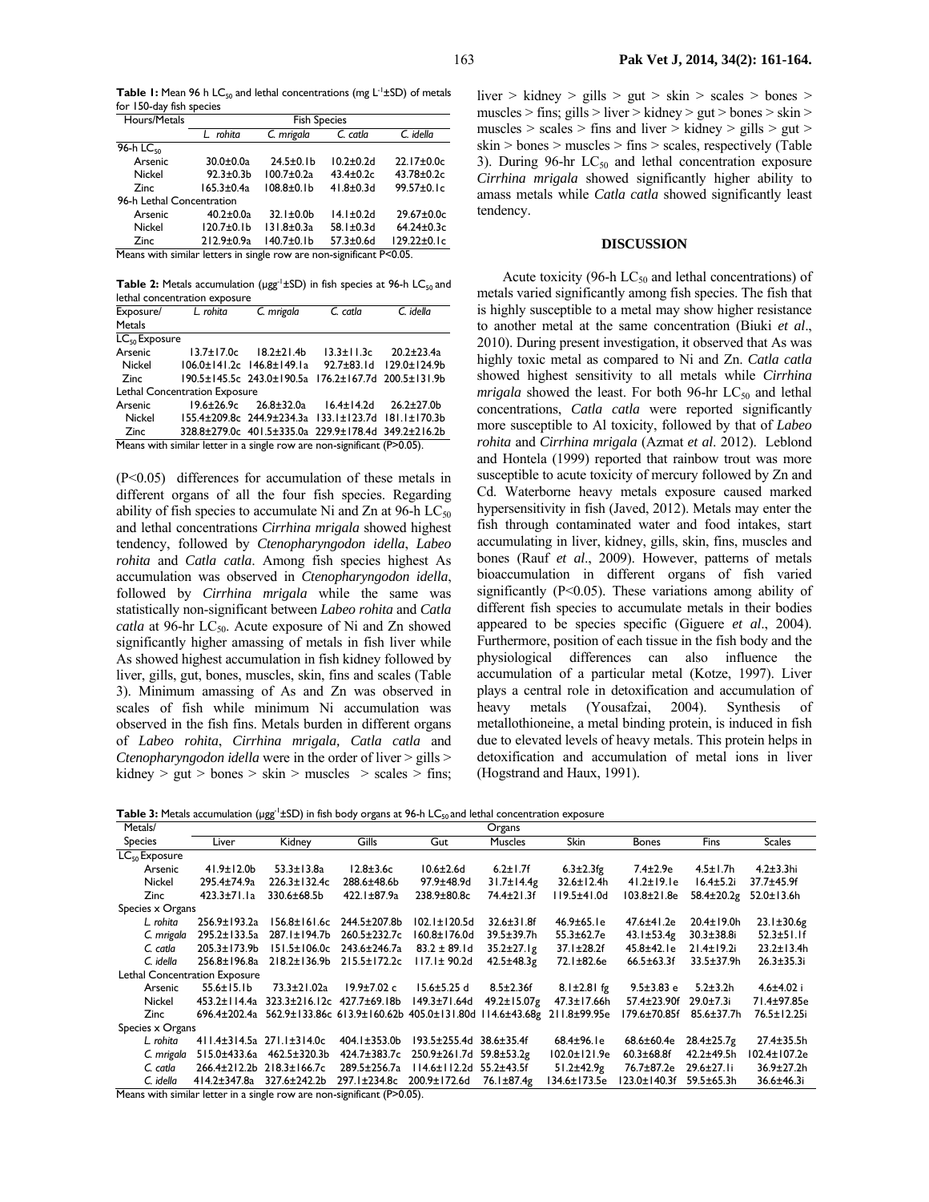**Table 1:** Mean 96 h $LC_{50}$ and lethal concentrations (mg $L^{-1}$±SD) of metals for 150-day fish species

| Hours/Metals | Fish Species | | | |
|---|---|---|---|---|
| | *L. rohita* | *C. mrigala* | *C. catla* | *C. idella* |
| 96-h $LC_{50}$ | | | | |
| Arsenic | 30.0±0.0a | 24.5±0.1b | 10.2±0.2d | 22.17±0.0c |
| Nickel | 92.3±0.3b | 100.7±0.2a | 43.4±0.2c | 43.78±0.2c |
| Zinc | 165.3±0.4a | 108.8±0.1b | 41.8±0.3d | 99.57±0.1c |
| 96-h Lethal Concentration | | | | |
| Arsenic | 40.2±0.0a | 32.1±0.0b | 14.1±0.2d | 29.67±0.0c |
| Nickel | 120.7±0.1b | 131.8±0.3a | 58.1±0.3d | 64.24±0.3c |
| Zinc | 212.9±0.9a | 140.7±0.1b | 57.3±0.6d | 129.22±0.1c |

Means with similar letters in single row are non-significant P<0.05.

**Table 2:** Metals accumulation (μgg$^{-1}$±SD) in fish species at 96-h $LC_{50}$ and lethal concentration exposure

| Exposure/ Metals | *L. rohita* | *C. mrigala* | *C. catla* | *C. idella* |
|---|---|---|---|---|
| $LC_{50}$ Exposure | | | | |
| Arsenic | 13.7±17.0c | 18.2±21.4b | 13.3±11.3c | 20.2±23.4a |
| Nickel | 106.0±141.2c | 146.8±149.1a | 92.7±83.1d | 129.0±124.9b |
| Zinc | 190.5±145.5c | 243.0±190.5a | 176.2±167.7d | 200.5±131.9b |
| Lethal Concentration Exposure | | | | |
| Arsenic | 19.6±26.9c | 26.8±32.0a | 16.4±14.2d | 26.2±27.0b |
| Nickel | 155.4±209.8c | 244.9±234.3a | 133.1±123.7d | 181.1±170.3b |
| Zinc | 328.8±279.0c | 401.5±335.0a | 229.9±178.4d | 349.2±216.2b |

Means with similar letter in a single row are non-significant (P>0.05).

(P<0.05) differences for accumulation of these metals in different organs of all the four fish species. Regarding ability of fish species to accumulate Ni and Zn at 96-h $LC_{50}$ and lethal concentrations *Cirrhina mrigala* showed highest tendency, followed by *Ctenopharyngodon idella*, *Labeo rohita* and *Catla catla*. Among fish species highest As accumulation was observed in *Ctenopharyngodon idella*, followed by *Cirrhina mrigala* while the same was statistically non-significant between *Labeo rohita* and *Catla catla* at 96-hr $LC_{50}$. Acute exposure of Ni and Zn showed significantly higher amassing of metals in fish liver while As showed highest accumulation in fish kidney followed by liver, gills, gut, bones, muscles, skin, fins and scales (Table 3). Minimum amassing of As and Zn was observed in scales of fish while minimum Ni accumulation was observed in the fish fins. Metals burden in different organs of *Labeo rohita*, *Cirrhina mrigala, Catla catla* and *Ctenopharyngodon idella* were in the order of liver > gills > kidney > gut > bones > skin > muscles > scales > fins; liver > kidney > gills > gut > skin > scales > bones > muscles > fins; gills > liver > kidney > gut > bones > skin > muscles > scales > fins and liver > kidney > gills > gut > skin > bones > muscles > fins > scales, respectively (Table 3). During 96-hr $LC_{50}$ and lethal concentration exposure *Cirrhina mrigala* showed significantly higher ability to amass metals while *Catla catla* showed significantly least tendency.

## DISCUSSION

Acute toxicity (96-h $LC_{50}$ and lethal concentrations) of metals varied significantly among fish species. The fish that is highly susceptible to a metal may show higher resistance to another metal at the same concentration (Biuki *et al*., 2010). During present investigation, it observed that As was highly toxic metal as compared to Ni and Zn. *Catla catla* showed highest sensitivity to all metals while *Cirrhina mrigala* showed the least. For both 96-hr $LC_{50}$ and lethal concentrations, *Catla catla* were reported significantly more susceptible to Al toxicity, followed by that of *Labeo rohita* and *Cirrhina mrigala* (Azmat *et al*. 2012). Leblond and Hontela (1999) reported that rainbow trout was more susceptible to acute toxicity of mercury followed by Zn and Cd. Waterborne heavy metals exposure caused marked hypersensitivity in fish (Javed, 2012). Metals may enter the fish through contaminated water and food intakes, start accumulating in liver, kidney, gills, skin, fins, muscles and bones (Rauf *et al*., 2009). However, patterns of metals bioaccumulation in different organs of fish varied significantly (P<0.05). These variations among ability of different fish species to accumulate metals in their bodies appeared to be species specific (Giguere *et al*., 2004). Furthermore, position of each tissue in the fish body and the physiological differences can also influence the accumulation of a particular metal (Kotze, 1997). Liver plays a central role in detoxification and accumulation of heavy metals (Yousafzai, 2004). Synthesis of metallothioneine, a metal binding protein, is induced in fish due to elevated levels of heavy metals. This protein helps in detoxification and accumulation of metal ions in liver (Hogstrand and Haux, 1991).

**Table 3:** Metals accumulation (μgg$^{-1}$±SD) in fish body organs at 96-h $LC_{50}$ and lethal concentration exposure

| Metals/ Species | Liver | Kidney | Gills | Gut | Muscles | Skin | Bones | Fins | Scales |
|---|---|---|---|---|---|---|---|---|---|
| $LC_{50}$ Exposure | | | | | | | | | |
| Arsenic | 41.9±12.0b | 53.3±13.8a | 12.8±3.6c | 10.6±2.6d | 6.2±1.7f | 6.3±2.3fg | 7.4±2.9e | 4.5±1.7h | 4.2±3.3hi |
| Nickel | 295.4±74.9a | 226.3±132.4c | 288.6±48.6b | 97.9±48.9d | 31.7±14.4g | 32.6±12.4h | 41.2±19.1e | 16.4±5.2i | 37.7±45.9f |
| Zinc | 423.3±71.1a | 330.6±68.5b | 242.1±87.9a | 238.9±80.8c | 74.4±21.3f | 119.5±41.0d | 103.8±21.8e | 58.4±20.2g | 52.0±13.6h |
| Species x Organs | | | | | | | | | |
| *L. rohita* | 256.9±193.2a | 156.8±161.6c | 244.5±207.8b | 102.1±120.5d | 32.6±31.8f | 46.9±65.1e | 47.6±41.2e | 20.4±19.0h | 23.1±30.6g |
| *C. mrigala* | 295.2±133.5a | 287.1±194.7b | 260.5±232.7c | 160.8±176.0d | 39.5±39.7h | 55.3±62.7e | 43.1±53.4g | 30.3±38.8i | 52.3±51.1f |
| *C. catla* | 205.3±173.9b | 151.5±106.0c | 243.6±246.7a | 83.2 ± 89.1d | 35.2±27.1g | 37.1±28.2f | 45.8±42.1e | 21.4±19.2i | 23.2±13.4h |
| *C. idella* | 256.8±196.8a | 218.2±136.9b | 215.5±172.2c | 117.1± 90.2d | 42.5±48.3g | 72.1±82.6e | 66.5±63.3f | 33.5±37.9h | 26.3±35.3i |
| Lethal Concentration Exposure | | | | | | | | | |
| Arsenic | 55.6±15.1b | 73.3±21.02a | 19.9±7.02 c | 15.6±5.25 d | 8.5±2.36f | 8.1±2.81 fg | 9.5±3.83 e | 5.2±3.2h | 4.6±4.02 i |
| Nickel | 453.2±114.4a | 323.3±216.12c | 427.7±69.18b | 149.3±71.64d | 49.2±15.07g | 47.3±17.66h | 57.4±23.90f | 29.0±7.3i | 71.4±97.85e |
| Zinc | 696.4±202.4a | 562.9±133.86c | 613.9±160.62b | 405.0±131.80d | 114.6±43.68g | 211.8±99.95e | 179.6±70.85f | 85.6±37.7h | 76.5±12.25i |
| Species x Organs | | | | | | | | | |
| *L. rohita* | 411.4±314.5a | 271.1±314.0c | 404.1±353.0b | 193.5±255.4d | 38.6±35.4f | 68.4±96.1e | 68.6±60.4e | 28.4±25.7g | 27.4±35.5h |
| *C. mrigala* | 515.0±433.6a | 462.5±320.3b | 424.7±383.7c | 250.9±261.7d | 59.8±53.2g | 102.0±121.9e | 60.3±68.8f | 42.2±49.5h | 102.4±107.2e |
| *C. catla* | 266.4±212.2b | 218.3±166.7c | 289.5±256.7a | 114.6±112.2d | 55.2±43.5f | 51.2±42.9g | 76.7±87.2e | 29.6±27.1i | 36.9±27.2h |
| *C. idella* | 414.2±347.8a | 327.6±242.2b | 297.1±234.8c | 200.9±172.6d | 76.1±87.4g | 134.6±173.5e | 123.0±140.3f | 59.5±65.3h | 36.6±46.3i |

Means with similar letter in a single row are non-significant (P>0.05).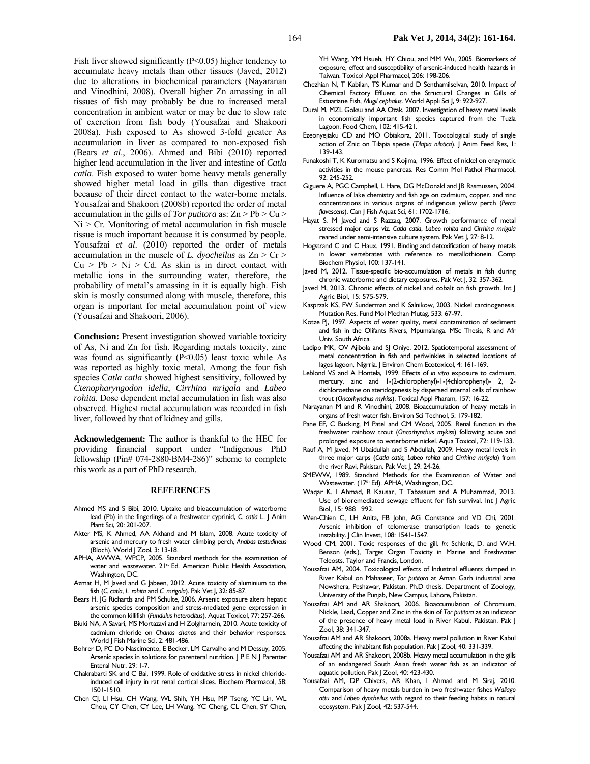Fish liver showed significantly ($P<0.05$) higher tendency to accumulate heavy metals than other tissues (Javed, 2012) due to alterations in biochemical parameters (Nayaranan and Vinodhini, 2008). Overall higher Zn amassing in all tissues of fish may probably be due to increased metal concentration in ambient water or may be due to slow rate of excretion from fish body (Yousafzai and Shakoori 2008a). Fish exposed to As showed 3-fold greater As accumulation in liver as compared to non-exposed fish (Bears *et al*., 2006). Ahmed and Bibi (2010) reported higher lead accumulation in the liver and intestine of *Catla catla*. Fish exposed to water borne heavy metals generally showed higher metal load in gills than digestive tract because of their direct contact to the water-borne metals. Yousafzai and Shakoori (2008b) reported the order of metal accumulation in the gills of *Tor putitora* as: Zn > Pb > Cu > Ni > Cr. Monitoring of metal accumulation in fish muscle tissue is much important because it is consumed by people. Yousafzai *et al*. (2010) reported the order of metals accumulation in the muscle of *L. dyocheilus* as Zn > Cr > Cu > Pb > Ni > Cd. As skin is in direct contact with metallic ions in the surrounding water, therefore, the probability of metal's amassing in it is equally high. Fish skin is mostly consumed along with muscle, therefore, this organ is important for metal accumulation point of view (Yousafzai and Shakoori, 2006).

**Conclusion:** Present investigation showed variable toxicity of As, Ni and Zn for fish. Regarding metals toxicity, zinc was found as significantly ($P<0.05$) least toxic while As was reported as highly toxic metal. Among the four fish species C*atla catla* showed highest sensitivity, followed by *Ctenopharyngodon idella*, *Cirrhina mrigala* and *Labeo rohita*. Dose dependent metal accumulation in fish was also observed. Highest metal accumulation was recorded in fish liver, followed by that of kidney and gills.

**Acknowledgement:** The author is thankful to the HEC for providing financial support under "Indigenous PhD fellowship (Pin# 074-2880-BM4-286)" scheme to complete this work as a part of PhD research.

## REFERENCES

Ahmed MS and S Bibi, 2010. Uptake and bioaccumulation of waterborne lead (Pb) in the fingerlings of a freshwater cyprinid, *C. catla* L. J Anim Plant Sci, 20: 201-207.

Akter MS, K Ahmed, AA Akhand and M Islam, 2008. Acute toxicity of arsenic and mercury to fresh water climbing perch, *Anabas testudineus* (Bloch). World J Zool, 3: 13-18.

APHA, AWWA, WPCP, 2005. Standard methods for the examination of water and wastewater. 21st Ed. American Public Health Association, Washington, DC.

Azmat H, M Javed and G Jabeen, 2012. Acute toxicity of aluminium to the fish (*C. catla*, *L. rohita* and *C. mrigala*). Pak Vet J, 32: 85-87.

Bears H, JG Richards and PM Schulte, 2006. Arsenic exposure alters hepatic arsenic species composition and stress-mediated gene expression in the common killifish (*Fundulus heteroclitus*). Aquat Toxicol, 77: 257-266.

Biuki NA, A Savari, MS Mortazavi and H Zolgharnein, 2010. Acute toxicity of cadmium chloride on *Chanos chanos* and their behavior responses. World J Fish Marine Sci, 2: 481-486.

Bohrer D, PC Do Nascimento, E Becker, LM Carvalho and M Dessuy, 2005. Arsenic species in solutions for parenteral nutrition. J P E N J Parenter Enteral Nutr, 29: 1-7.

Chakrabarti SK and C Bai, 1999. Role of oxidative stress in nickel chloride-induced cell injury in rat renal cortical slices. Biochem Pharmacol, 58: 1501-1510.

Chen CJ, LI Hsu, CH Wang, WL Shih, YH Hsu, MP Tseng, YC Lin, WL Chou, CY Chen, CY Lee, LH Wang, YC Cheng, CL Chen, SY Chen, YH Wang, YM Hsueh, HY Chiou, and MM Wu, 2005. Biomarkers of exposure, effect and susceptibility of arsenic-induced health hazards in Taiwan. Toxicol Appl Pharmacol, 206: 198-206.

Chezhian N, T Kabilan, TS Kumar and D Senthamilselvan, 2010. Impact of Chemical Factory Effluent on the Structural Changes in Gills of Estuariane Fish, *Mugil cephalus*. World Appli Sci J, 9: 922-927.

Dural M, MZL Goksu and AA Ozak, 2007. Investigation of heavy metal levels in economically important fish species captured from the Tuzla Lagoon. Food Chem, 102: 415-421.

Ezeonyejiaku CD and MO Obiakora, 2011. Toxicological study of single action of Znic on Tilapia specie (*Tilapia nilotica*). J Anim Feed Res, 1: 139-143.

Funakoshi T, K Kuromatsu and S Kojima, 1996. Effect of nickel on enzymatic activities in the mouse pancreas. Res Comm Mol Pathol Pharmacol, 92: 245-252.

Giguere A, PGC Campbell, L Hare, DG McDonald and JB Rasmussen, 2004. Influence of lake chemistry and fish age on cadmium, copper, and zinc concentrations in various organs of indigenous yellow perch (*Perca flavescens*). Can J Fish Aquat Sci, 61: 1702-1716.

Hayat S, M Javed and S Razzaq, 2007. Growth performance of metal stressed major carps viz. *Catla catla*, *Labeo rohita* and *Cirrhina mrigala* reared under semi-intensive culture system. Pak Vet J, 27: 8-12.

Hogstrand C and C Haux, 1991. Binding and detoxification of heavy metals in lower vertebrates with reference to metallothionein. Comp Biochem Physiol, 100: 137-141.

Javed M, 2012. Tissue-specific bio-accumulation of metals in fish during chronic waterborne and dietary exposures. Pak Vet J, 32: 357-362.

Javed M, 2013. Chronic effects of nickel and cobalt on fish growth. Int J Agric Biol, 15: 575-579.

Kasprzak KS, FW Sunderman and K Salnikow, 2003. Nickel carcinogenesis. Mutation Res, Fund Mol Mechan Mutag, 533: 67-97.

Kotze PJ, 1997. Aspects of water quality, metal contamination of sediment and fish in the Olifants Rivers, Mpumalanga. MSc Thesis, R and Afr Univ, South Africa.

Ladipo MK, OV Ajibola and SJ Oniye, 2012. Spatiotemporal assessment of metal concentration in fish and periwinkles in selected locations of lagos lagoon, Nigrria. J Environ Chem Ecotoxicol, 4: 161-169.

Leblond VS and A Hontela, 1999. Effects of *in vitro* exposure to cadmium, mercury, zinc and 1-(2-chlorophenyl)-1-(4chlorophenyl)- 2, 2-dichloroethane on steridogenesis by dispersed internal cells of rainbow trout (*Oncorhynchus mykiss*). Toxical Appl Pharam, 157: 16-22.

Narayanan M and R Vinodhini, 2008. Bioaccumulation of heavy metals in organs of fresh water fish. Environ Sci Technol, 5: 179-182.

Pane EF, C Bucking, M Patel and CM Wood, 2005. Renal function in the freshwater rainbow trout (*Oncorhynchus mykiss*) following acute and prolonged exposure to waterborne nickel. Aqua Toxicol, 72: 119-133.

Rauf A, M Javed, M Ubaidullah and S Abdullah, 2009. Heavy metal levels in three major carps (*Catla catla, Labeo rohita* and *Cirrhina mrigala*) from the river Ravi, Pakistan. Pak Vet J, 29: 24-26.

SMEWW, 1989. Standard Methods for the Examination of Water and Wastewater. (17th Ed). APHA, Washington, DC.

Waqar K, I Ahmad, R Kausar, T Tabassum and A Muhammad, 2013. Use of bioremediated sewage effluent for fish survival. Int J Agric Biol, 15: 988 992.

Wen-Chien C, LH Anita, FB John, AG Constance and VD Chi, 2001. Arsenic inhibition of telomerase transcription leads to genetic instability. J Clin Invest, 108: 1541-1547.

Wood CM, 2001. Toxic responses of the gill. *In*: Schlenk, D. and W.H. Benson (eds.), Target Organ Toxicity in Marine and Freshwater Teleosts. Taylor and Francis, London.

Yousafzai AM, 2004. Toxicological effects of Industrial effluents dumped in River Kabul on Mahaseer, *Tor putitora* at Aman Garh industrial area Nowshera, Peshawar, Pakistan. Ph.D thesis, Department of Zoology, University of the Punjab, New Campus, Lahore, Pakistan.

Yousafzai AM and AR Shakoori, 2006. Bioaccumulation of Chromium, Nickle, Lead, Copper and Zinc in the skin of *Tor putitora* as an indicator of the presence of heavy metal load in River Kabul, Pakistan. Pak J Zool, 38: 341-347.

Yousafzai AM and AR Shakoori, 2008a. Heavy metal pollution in River Kabul affecting the inhabitant fish population. Pak J Zool, 40: 331-339.

Yousafzai AM and AR Shakoori, 2008b. Heavy metal accumulation in the gills of an endangered South Asian fresh water fish as an indicator of aquatic pollution. Pak J Zool, 40: 423-430.

Yousafzai AM, DP Chivers, AR Khan, I Ahmad and M Siraj, 2010. Comparison of heavy metals burden in two freshwater fishes *Wallago attu* and *Labeo dyocheilus* with regard to their feeding habits in natural ecosystem. Pak J Zool, 42: 537-544.